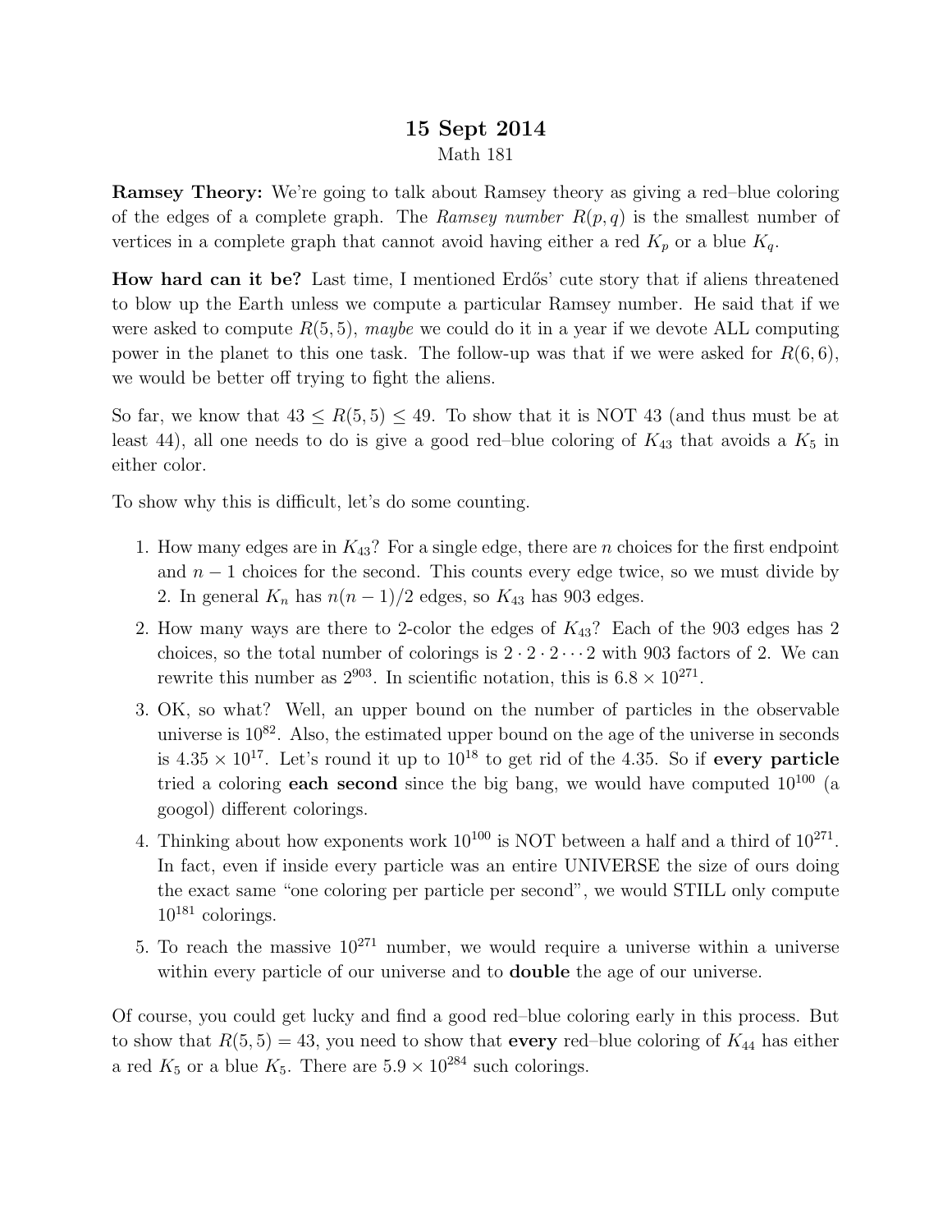# 15 Sept 2014

Math 181

**Ramsey Theory:** We're going to talk about Ramsey theory as giving a red–blue coloring of the edges of a complete graph. The *Ramsey number* $R(p, q)$ is the smallest number of vertices in a complete graph that cannot avoid having either a red $K_p$ or a blue $K_q$.

**How hard can it be?** Last time, I mentioned Erdős' cute story that if aliens threatened to blow up the Earth unless we compute a particular Ramsey number. He said that if we were asked to compute $R(5, 5)$, *maybe* we could do it in a year if we devote ALL computing power in the planet to this one task. The follow-up was that if we were asked for $R(6, 6)$, we would be better off trying to fight the aliens.

So far, we know that $43 \leq R(5, 5) \leq 49$. To show that it is NOT 43 (and thus must be at least 44), all one needs to do is give a good red–blue coloring of $K_{43}$ that avoids a $K_5$ in either color.

To show why this is difficult, let's do some counting.

1. How many edges are in $K_{43}$? For a single edge, there are $n$ choices for the first endpoint and $n - 1$ choices for the second. This counts every edge twice, so we must divide by 2. In general $K_n$ has $n(n - 1)/2$ edges, so $K_{43}$ has 903 edges.
2. How many ways are there to 2-color the edges of $K_{43}$? Each of the 903 edges has 2 choices, so the total number of colorings is $2 \cdot 2 \cdot 2 \cdots 2$ with 903 factors of 2. We can rewrite this number as $2^{903}$. In scientific notation, this is $6.8 \times 10^{271}$.
3. OK, so what? Well, an upper bound on the number of particles in the observable universe is $10^{82}$. Also, the estimated upper bound on the age of the universe in seconds is $4.35 \times 10^{17}$. Let's round it up to $10^{18}$ to get rid of the 4.35. So if **every particle** tried a coloring **each second** since the big bang, we would have computed $10^{100}$ (a googol) different colorings.
4. Thinking about how exponents work $10^{100}$ is NOT between a half and a third of $10^{271}$. In fact, even if inside every particle was an entire UNIVERSE the size of ours doing the exact same "one coloring per particle per second", we would STILL only compute $10^{181}$ colorings.
5. To reach the massive $10^{271}$ number, we would require a universe within a universe within every particle of our universe and to **double** the age of our universe.

Of course, you could get lucky and find a good red–blue coloring early in this process. But to show that $R(5, 5) = 43$, you need to show that **every** red–blue coloring of $K_{44}$ has either a red $K_5$ or a blue $K_5$. There are $5.9 \times 10^{284}$ such colorings.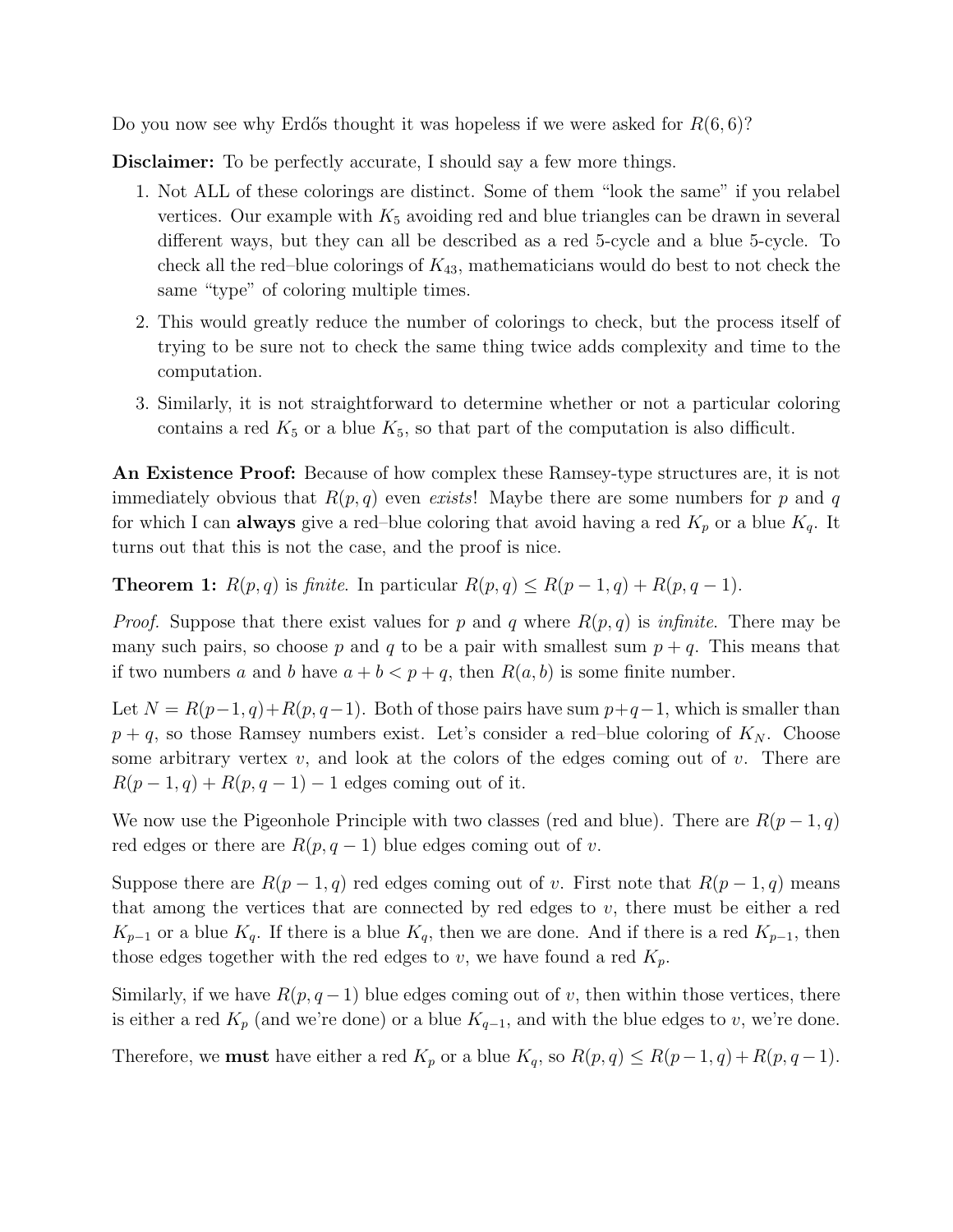Do you now see why Erdős thought it was hopeless if we were asked for $R(6,6)$?

**Disclaimer:** To be perfectly accurate, I should say a few more things.

1. Not ALL of these colorings are distinct. Some of them "look the same" if you relabel vertices. Our example with $K_5$ avoiding red and blue triangles can be drawn in several different ways, but they can all be described as a red 5-cycle and a blue 5-cycle. To check all the red–blue colorings of $K_{43}$, mathematicians would do best to not check the same "type" of coloring multiple times.
2. This would greatly reduce the number of colorings to check, but the process itself of trying to be sure not to check the same thing twice adds complexity and time to the computation.
3. Similarly, it is not straightforward to determine whether or not a particular coloring contains a red $K_5$ or a blue $K_5$, so that part of the computation is also difficult.

**An Existence Proof:** Because of how complex these Ramsey-type structures are, it is not immediately obvious that $R(p,q)$ even *exists*! Maybe there are some numbers for $p$ and $q$ for which I can **always** give a red–blue coloring that avoid having a red $K_p$ or a blue $K_q$. It turns out that this is not the case, and the proof is nice.

**Theorem 1:** $R(p,q)$ is *finite*. In particular $R(p,q) \leq R(p-1,q) + R(p,q-1)$.

*Proof.* Suppose that there exist values for $p$ and $q$ where $R(p,q)$ is *infinite*. There may be many such pairs, so choose $p$ and $q$ to be a pair with smallest sum $p+q$. This means that if two numbers $a$ and $b$ have $a+b < p+q$, then $R(a,b)$ is some finite number.

Let $N = R(p-1,q)+R(p,q-1)$. Both of those pairs have sum $p+q-1$, which is smaller than $p+q$, so those Ramsey numbers exist. Let's consider a red–blue coloring of $K_N$. Choose some arbitrary vertex $v$, and look at the colors of the edges coming out of $v$. There are $R(p-1,q) + R(p,q-1) - 1$ edges coming out of it.

We now use the Pigeonhole Principle with two classes (red and blue). There are $R(p-1,q)$ red edges or there are $R(p,q-1)$ blue edges coming out of $v$.

Suppose there are $R(p-1,q)$ red edges coming out of $v$. First note that $R(p-1,q)$ means that among the vertices that are connected by red edges to $v$, there must be either a red $K_{p-1}$ or a blue $K_q$. If there is a blue $K_q$, then we are done. And if there is a red $K_{p-1}$, then those edges together with the red edges to $v$, we have found a red $K_p$.

Similarly, if we have $R(p,q-1)$ blue edges coming out of $v$, then within those vertices, there is either a red $K_p$ (and we're done) or a blue $K_{q-1}$, and with the blue edges to $v$, we're done.

Therefore, we **must** have either a red $K_p$ or a blue $K_q$, so $R(p,q) \leq R(p-1,q) + R(p,q-1)$.